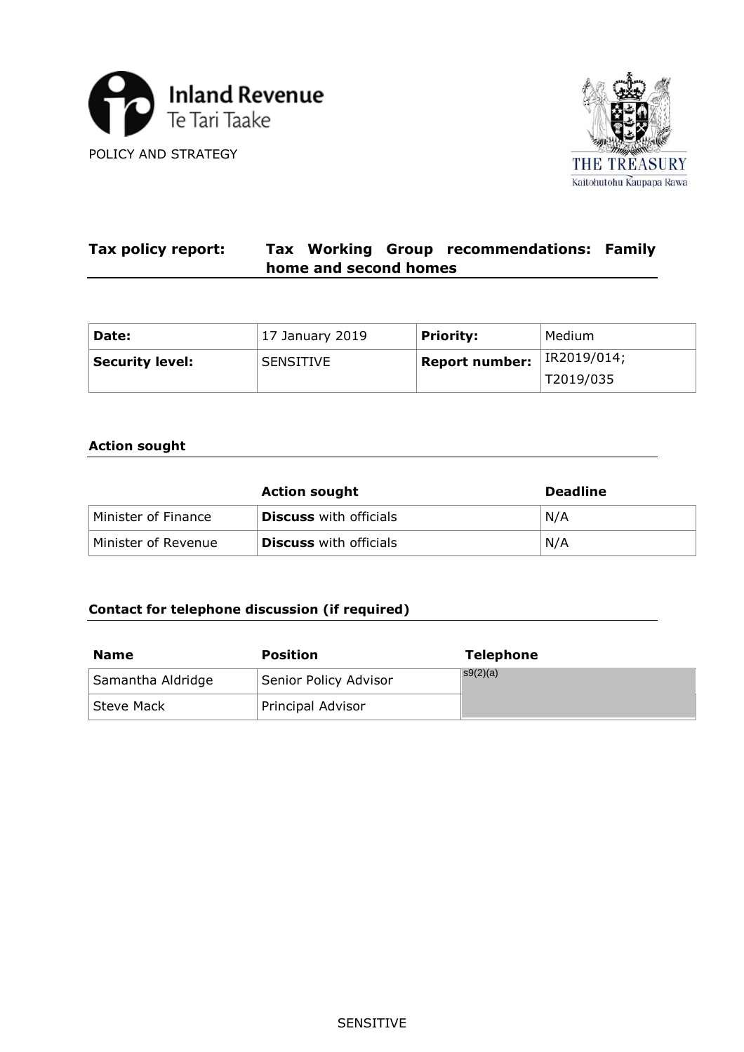Inland Revenue
Te Tari Taake

POLICY AND STRATEGY

THE TREASURY
Kaitohutohu Kaupapa Rawa

# Tax policy report: Tax Working Group recommendations: Family home and second homes

| Date: | 17 January 2019 | Priority: | Medium |
|---|---|---|---|
| Security level: | SENSITIVE | Report number: | IR2019/014; T2019/035 |

## Action sought

| | Action sought | Deadline |
|---|---|---|
| Minister of Finance | **Discuss** with officials | N/A |
| Minister of Revenue | **Discuss** with officials | N/A |

## Contact for telephone discussion (if required)

| Name | Position | Telephone |
|---|---|---|
| Samantha Aldridge | Senior Policy Advisor | s9(2)(a) |
| Steve Mack | Principal Advisor | |

SENSITIVE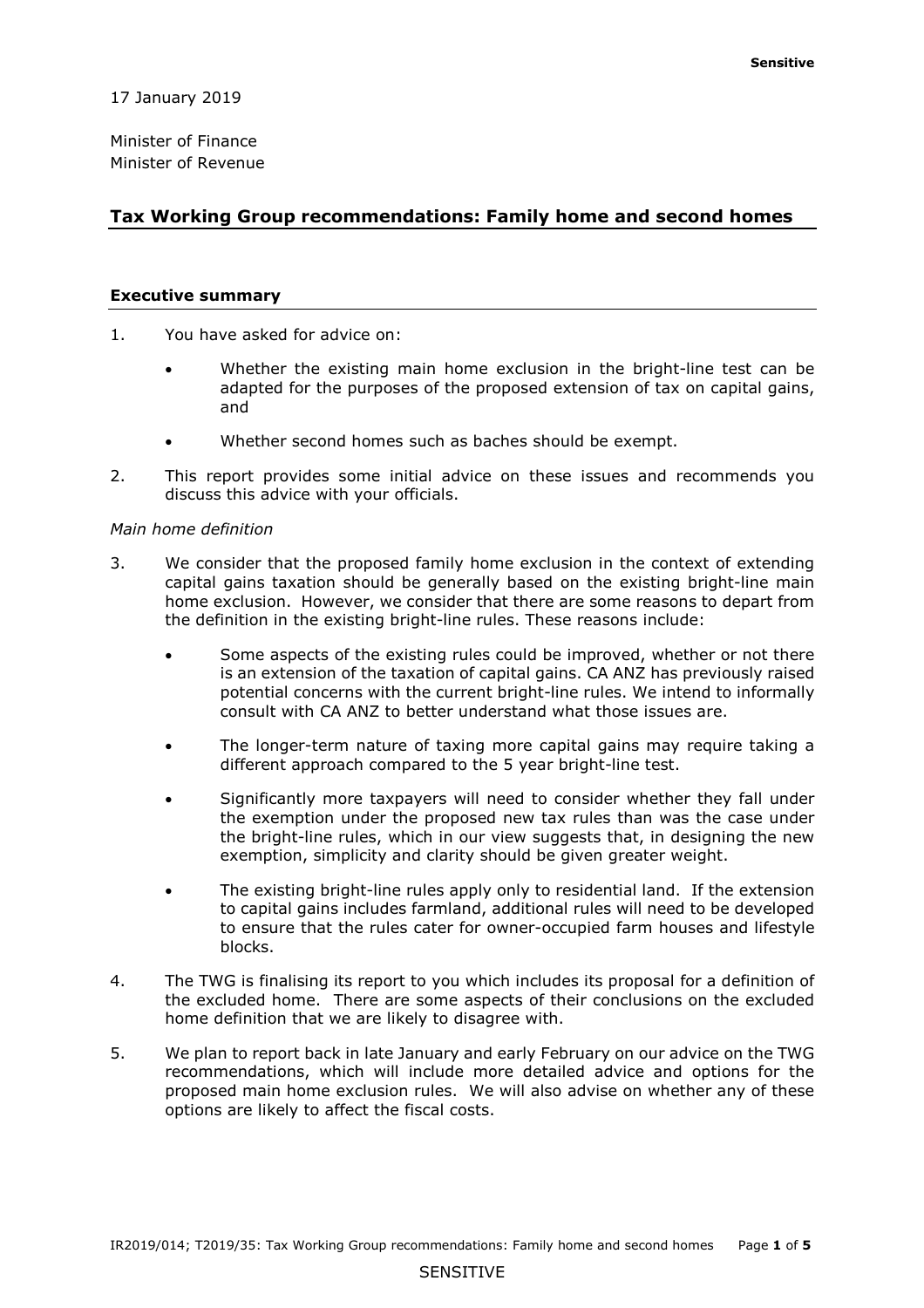Sensitive

17 January 2019

Minister of Finance
Minister of Revenue

## Tax Working Group recommendations: Family home and second homes

### Executive summary

1. You have asked for advice on:

   - Whether the existing main home exclusion in the bright-line test can be adapted for the purposes of the proposed extension of tax on capital gains, and
   - Whether second homes such as baches should be exempt.

2. This report provides some initial advice on these issues and recommends you discuss this advice with your officials.

*Main home definition*

3. We consider that the proposed family home exclusion in the context of extending capital gains taxation should be generally based on the existing bright-line main home exclusion. However, we consider that there are some reasons to depart from the definition in the existing bright-line rules. These reasons include:

   - Some aspects of the existing rules could be improved, whether or not there is an extension of the taxation of capital gains. CA ANZ has previously raised potential concerns with the current bright-line rules. We intend to informally consult with CA ANZ to better understand what those issues are.
   - The longer-term nature of taxing more capital gains may require taking a different approach compared to the 5 year bright-line test.
   - Significantly more taxpayers will need to consider whether they fall under the exemption under the proposed new tax rules than was the case under the bright-line rules, which in our view suggests that, in designing the new exemption, simplicity and clarity should be given greater weight.
   - The existing bright-line rules apply only to residential land. If the extension to capital gains includes farmland, additional rules will need to be developed to ensure that the rules cater for owner-occupied farm houses and lifestyle blocks.

4. The TWG is finalising its report to you which includes its proposal for a definition of the excluded home. There are some aspects of their conclusions on the excluded home definition that we are likely to disagree with.

5. We plan to report back in late January and early February on our advice on the TWG recommendations, which will include more detailed advice and options for the proposed main home exclusion rules. We will also advise on whether any of these options are likely to affect the fiscal costs.

IR2019/014; T2019/35: Tax Working Group recommendations: Family home and second homes

SENSITIVE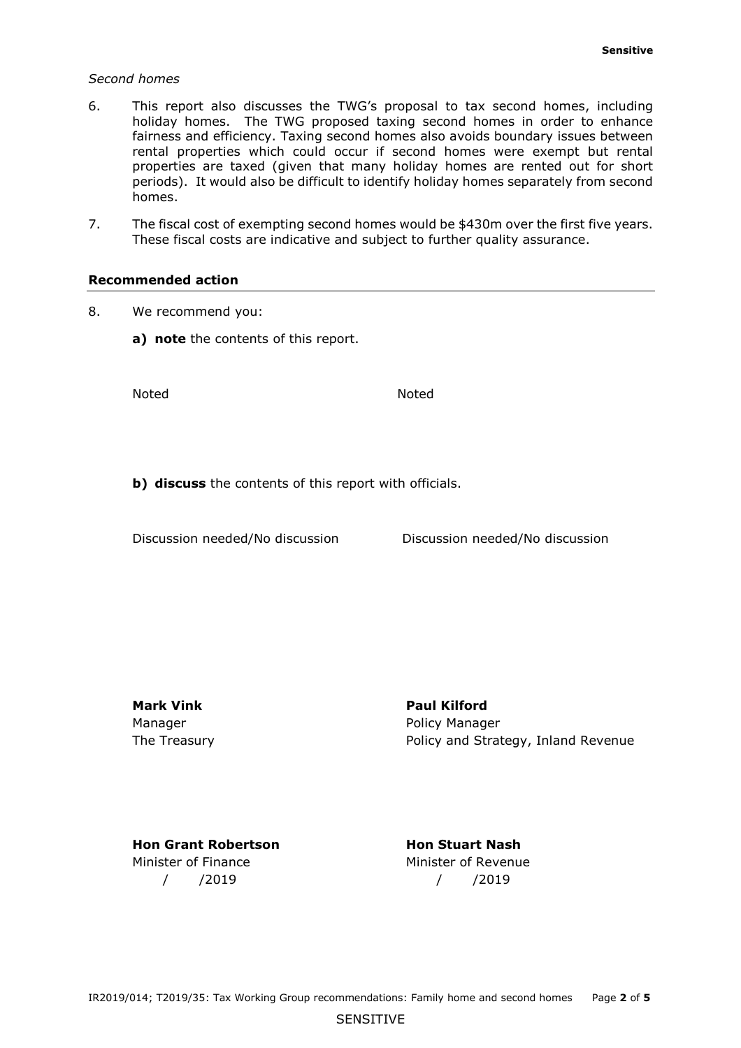*Second homes*

6. This report also discusses the TWG's proposal to tax second homes, including holiday homes. The TWG proposed taxing second homes in order to enhance fairness and efficiency. Taxing second homes also avoids boundary issues between rental properties which could occur if second homes were exempt but rental properties are taxed (given that many holiday homes are rented out for short periods). It would also be difficult to identify holiday homes separately from second homes.

7. The fiscal cost of exempting second homes would be $430m over the first five years. These fiscal costs are indicative and subject to further quality assurance.

### Recommended action

8. We recommend you:

   **a) note** the contents of this report.

   Noted Noted

   **b) discuss** the contents of this report with officials.

   Discussion needed/No discussion Discussion needed/No discussion

**Mark Vink**
Manager
The Treasury

**Paul Kilford**
Policy Manager
Policy and Strategy, Inland Revenue

**Hon Grant Robertson**
Minister of Finance
/ /2019

**Hon Stuart Nash**
Minister of Revenue
/ /2019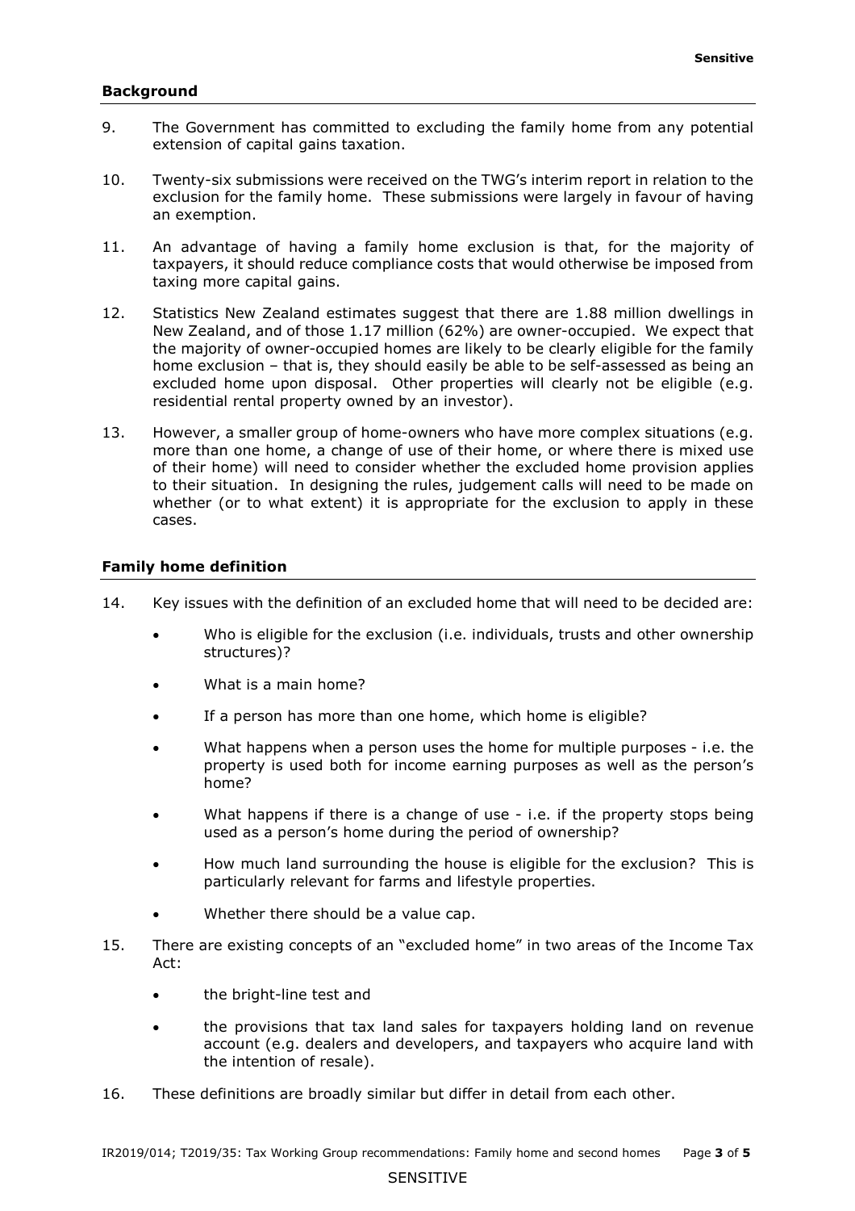## Background

9. The Government has committed to excluding the family home from any potential extension of capital gains taxation.

10. Twenty-six submissions were received on the TWG's interim report in relation to the exclusion for the family home. These submissions were largely in favour of having an exemption.

11. An advantage of having a family home exclusion is that, for the majority of taxpayers, it should reduce compliance costs that would otherwise be imposed from taxing more capital gains.

12. Statistics New Zealand estimates suggest that there are 1.88 million dwellings in New Zealand, and of those 1.17 million (62%) are owner-occupied. We expect that the majority of owner-occupied homes are likely to be clearly eligible for the family home exclusion – that is, they should easily be able to be self-assessed as being an excluded home upon disposal. Other properties will clearly not be eligible (e.g. residential rental property owned by an investor).

13. However, a smaller group of home-owners who have more complex situations (e.g. more than one home, a change of use of their home, or where there is mixed use of their home) will need to consider whether the excluded home provision applies to their situation. In designing the rules, judgement calls will need to be made on whether (or to what extent) it is appropriate for the exclusion to apply in these cases.

## Family home definition

14. Key issues with the definition of an excluded home that will need to be decided are:

    - Who is eligible for the exclusion (i.e. individuals, trusts and other ownership structures)?
    - What is a main home?
    - If a person has more than one home, which home is eligible?
    - What happens when a person uses the home for multiple purposes - i.e. the property is used both for income earning purposes as well as the person's home?
    - What happens if there is a change of use - i.e. if the property stops being used as a person's home during the period of ownership?
    - How much land surrounding the house is eligible for the exclusion? This is particularly relevant for farms and lifestyle properties.
    - Whether there should be a value cap.

15. There are existing concepts of an "excluded home" in two areas of the Income Tax Act:

    - the bright-line test and
    - the provisions that tax land sales for taxpayers holding land on revenue account (e.g. dealers and developers, and taxpayers who acquire land with the intention of resale).

16. These definitions are broadly similar but differ in detail from each other.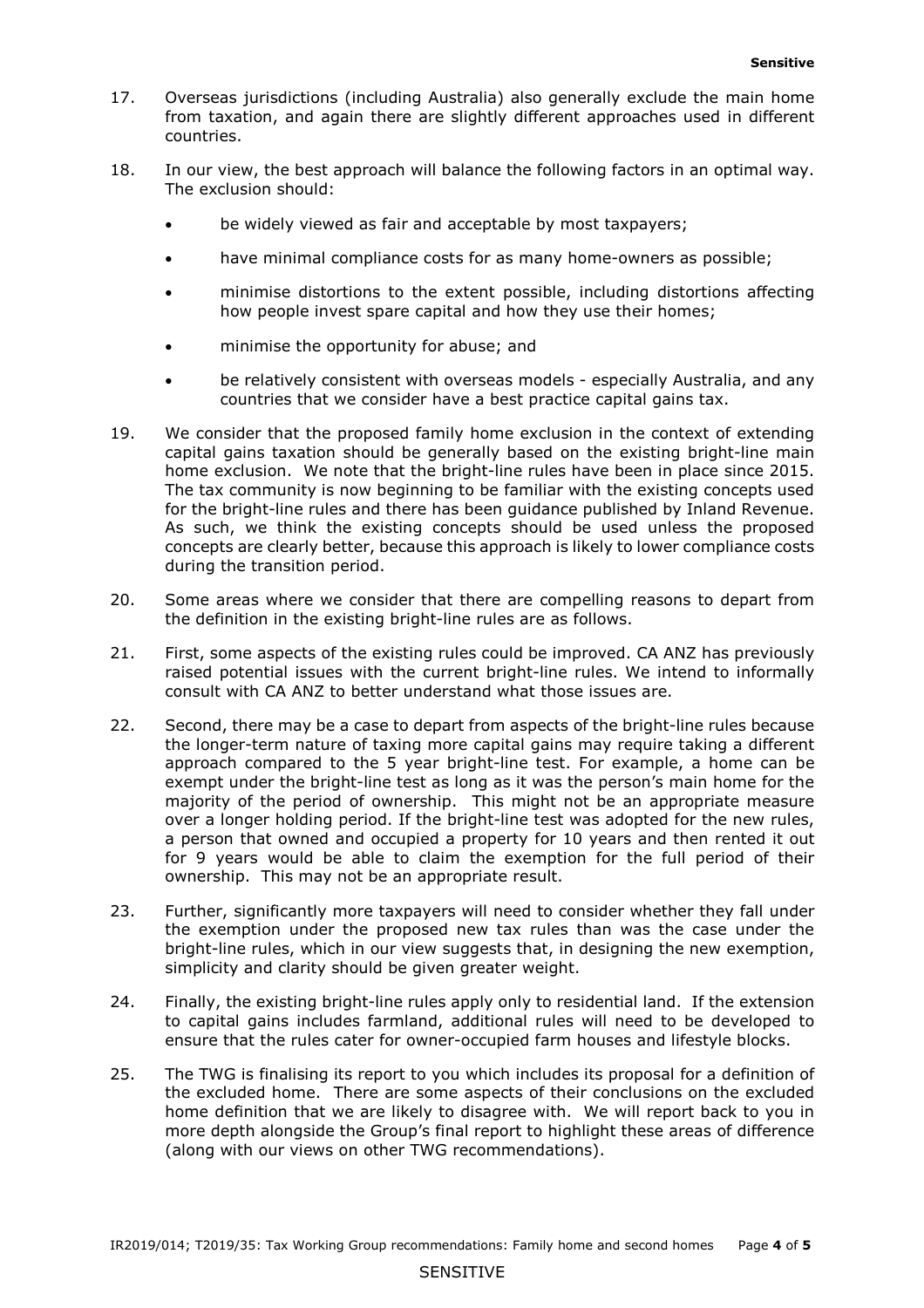17. Overseas jurisdictions (including Australia) also generally exclude the main home from taxation, and again there are slightly different approaches used in different countries.

18. In our view, the best approach will balance the following factors in an optimal way. The exclusion should:

    - be widely viewed as fair and acceptable by most taxpayers;
    - have minimal compliance costs for as many home-owners as possible;
    - minimise distortions to the extent possible, including distortions affecting how people invest spare capital and how they use their homes;
    - minimise the opportunity for abuse; and
    - be relatively consistent with overseas models - especially Australia, and any countries that we consider have a best practice capital gains tax.

19. We consider that the proposed family home exclusion in the context of extending capital gains taxation should be generally based on the existing bright-line main home exclusion. We note that the bright-line rules have been in place since 2015. The tax community is now beginning to be familiar with the existing concepts used for the bright-line rules and there has been guidance published by Inland Revenue. As such, we think the existing concepts should be used unless the proposed concepts are clearly better, because this approach is likely to lower compliance costs during the transition period.

20. Some areas where we consider that there are compelling reasons to depart from the definition in the existing bright-line rules are as follows.

21. First, some aspects of the existing rules could be improved. CA ANZ has previously raised potential issues with the current bright-line rules. We intend to informally consult with CA ANZ to better understand what those issues are.

22. Second, there may be a case to depart from aspects of the bright-line rules because the longer-term nature of taxing more capital gains may require taking a different approach compared to the 5 year bright-line test. For example, a home can be exempt under the bright-line test as long as it was the person's main home for the majority of the period of ownership. This might not be an appropriate measure over a longer holding period. If the bright-line test was adopted for the new rules, a person that owned and occupied a property for 10 years and then rented it out for 9 years would be able to claim the exemption for the full period of their ownership. This may not be an appropriate result.

23. Further, significantly more taxpayers will need to consider whether they fall under the exemption under the proposed new tax rules than was the case under the bright-line rules, which in our view suggests that, in designing the new exemption, simplicity and clarity should be given greater weight.

24. Finally, the existing bright-line rules apply only to residential land. If the extension to capital gains includes farmland, additional rules will need to be developed to ensure that the rules cater for owner-occupied farm houses and lifestyle blocks.

25. The TWG is finalising its report to you which includes its proposal for a definition of the excluded home. There are some aspects of their conclusions on the excluded home definition that we are likely to disagree with. We will report back to you in more depth alongside the Group's final report to highlight these areas of difference (along with our views on other TWG recommendations).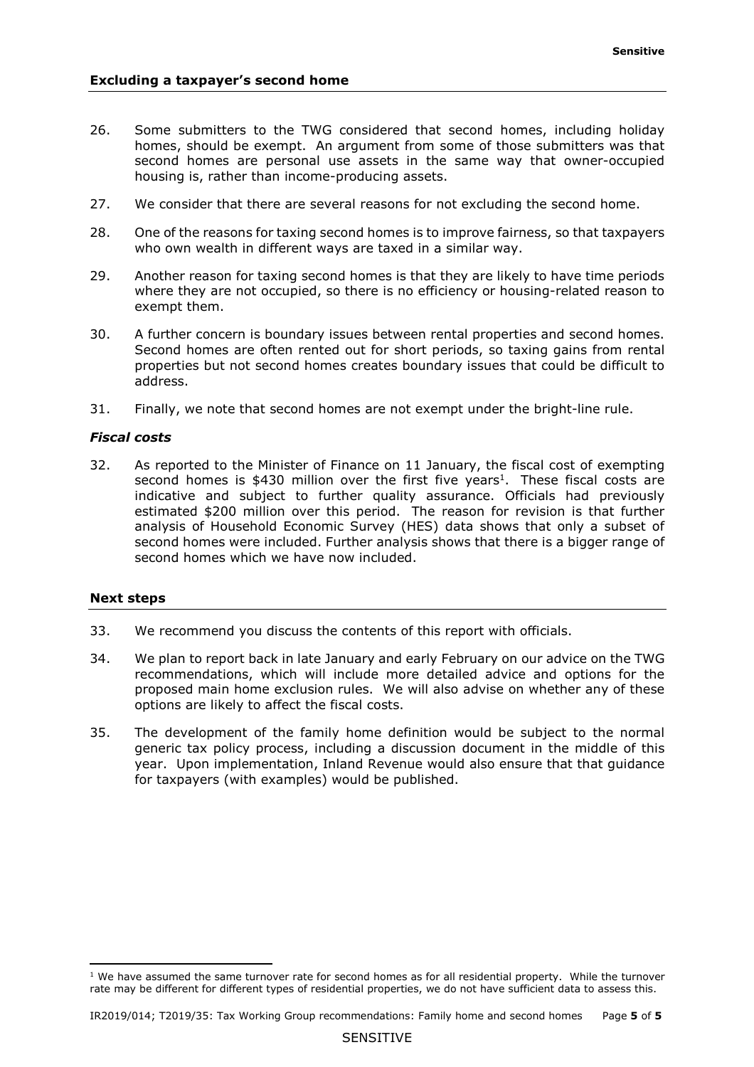## Excluding a taxpayer's second home

26. Some submitters to the TWG considered that second homes, including holiday homes, should be exempt. An argument from some of those submitters was that second homes are personal use assets in the same way that owner-occupied housing is, rather than income-producing assets.

27. We consider that there are several reasons for not excluding the second home.

28. One of the reasons for taxing second homes is to improve fairness, so that taxpayers who own wealth in different ways are taxed in a similar way.

29. Another reason for taxing second homes is that they are likely to have time periods where they are not occupied, so there is no efficiency or housing-related reason to exempt them.

30. A further concern is boundary issues between rental properties and second homes. Second homes are often rented out for short periods, so taxing gains from rental properties but not second homes creates boundary issues that could be difficult to address.

31. Finally, we note that second homes are not exempt under the bright-line rule.

### *Fiscal costs*

32. As reported to the Minister of Finance on 11 January, the fiscal cost of exempting second homes is $430 million over the first five years[1]. These fiscal costs are indicative and subject to further quality assurance. Officials had previously estimated $200 million over this period. The reason for revision is that further analysis of Household Economic Survey (HES) data shows that only a subset of second homes were included. Further analysis shows that there is a bigger range of second homes which we have now included.

## Next steps

33. We recommend you discuss the contents of this report with officials.

34. We plan to report back in late January and early February on our advice on the TWG recommendations, which will include more detailed advice and options for the proposed main home exclusion rules. We will also advise on whether any of these options are likely to affect the fiscal costs.

35. The development of the family home definition would be subject to the normal generic tax policy process, including a discussion document in the middle of this year. Upon implementation, Inland Revenue would also ensure that that guidance for taxpayers (with examples) would be published.

[1] We have assumed the same turnover rate for second homes as for all residential property. While the turnover rate may be different for different types of residential properties, we do not have sufficient data to assess this.